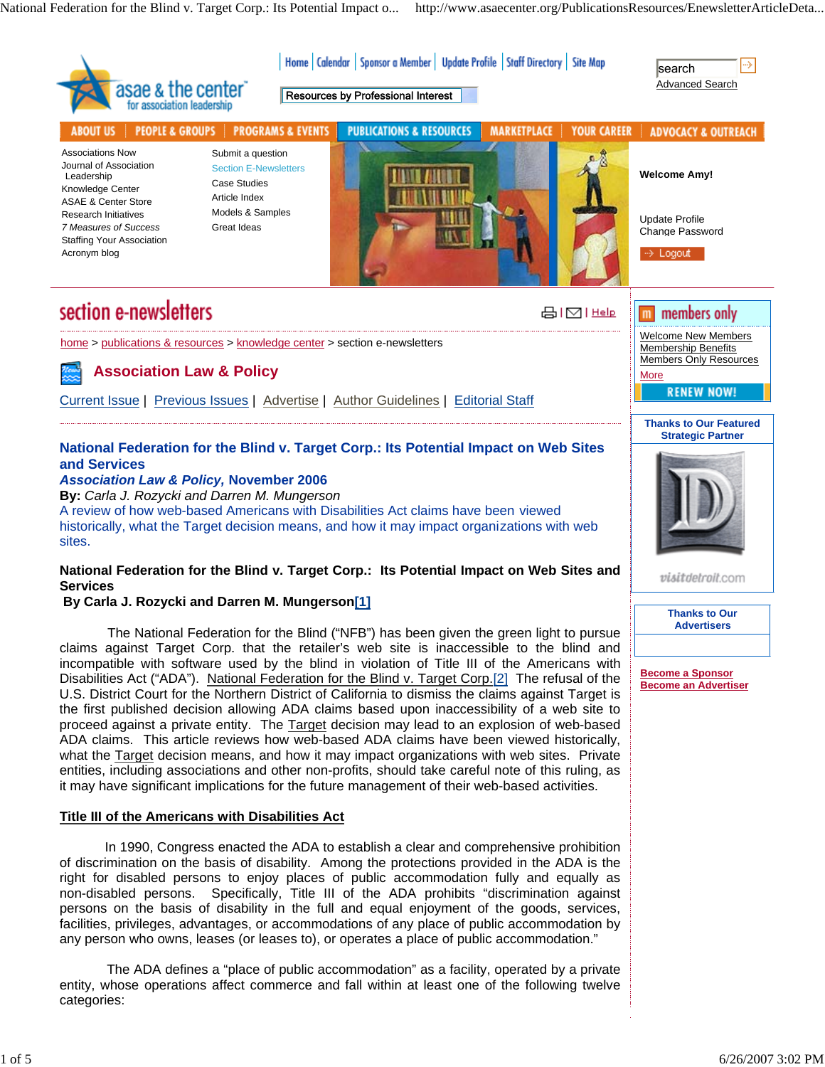# National Federation for the Blind v. Target Corp.: Its Potential Impact on Web Sites and Services

***Association Law & Policy*, November 2006**

**By:** *Carla J. Rozycki and Darren M. Mungerson*

A review of how web-based Americans with Disabilities Act claims have been viewed historically, what the Target decision means, and how it may impact organizations with web sites.

**National Federation for the Blind v. Target Corp.: Its Potential Impact on Web Sites and Services**

**By Carla J. Rozycki and Darren M. Mungerson[1]**

The National Federation for the Blind ("NFB") has been given the green light to pursue claims against Target Corp. that the retailer's web site is inaccessible to the blind and incompatible with software used by the blind in violation of Title III of the Americans with Disabilities Act ("ADA"). National Federation for the Blind v. Target Corp.[2] The refusal of the U.S. District Court for the Northern District of California to dismiss the claims against Target is the first published decision allowing ADA claims based upon inaccessibility of a web site to proceed against a private entity. The Target decision may lead to an explosion of web-based ADA claims. This article reviews how web-based ADA claims have been viewed historically, what the Target decision means, and how it may impact organizations with web sites. Private entities, including associations and other non-profits, should take careful note of this ruling, as it may have significant implications for the future management of their web-based activities.

## Title III of the Americans with Disabilities Act

In 1990, Congress enacted the ADA to establish a clear and comprehensive prohibition of discrimination on the basis of disability. Among the protections provided in the ADA is the right for disabled persons to enjoy places of public accommodation fully and equally as non-disabled persons. Specifically, Title III of the ADA prohibits "discrimination against persons on the basis of disability in the full and equal enjoyment of the goods, services, facilities, privileges, advantages, or accommodations of any place of public accommodation by any person who owns, leases (or leases to), or operates a place of public accommodation."

The ADA defines a "place of public accommodation" as a facility, operated by a private entity, whose operations affect commerce and fall within at least one of the following twelve categories: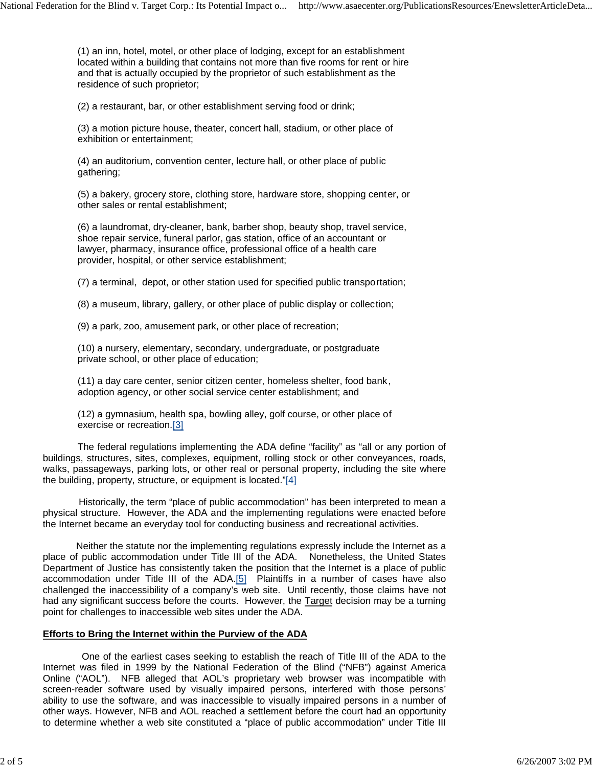(1) an inn, hotel, motel, or other place of lodging, except for an establishment located within a building that contains not more than five rooms for rent or hire and that is actually occupied by the proprietor of such establishment as the residence of such proprietor;

(2) a restaurant, bar, or other establishment serving food or drink;

(3) a motion picture house, theater, concert hall, stadium, or other place of exhibition or entertainment;

(4) an auditorium, convention center, lecture hall, or other place of public gathering;

(5) a bakery, grocery store, clothing store, hardware store, shopping center, or other sales or rental establishment;

(6) a laundromat, dry-cleaner, bank, barber shop, beauty shop, travel service, shoe repair service, funeral parlor, gas station, office of an accountant or lawyer, pharmacy, insurance office, professional office of a health care provider, hospital, or other service establishment;

(7) a terminal, depot, or other station used for specified public transportation;

(8) a museum, library, gallery, or other place of public display or collection;

(9) a park, zoo, amusement park, or other place of recreation;

(10) a nursery, elementary, secondary, undergraduate, or postgraduate private school, or other place of education;

(11) a day care center, senior citizen center, homeless shelter, food bank, adoption agency, or other social service center establishment; and

(12) a gymnasium, health spa, bowling alley, golf course, or other place of exercise or recreation.[3]

The federal regulations implementing the ADA define "facility" as "all or any portion of buildings, structures, sites, complexes, equipment, rolling stock or other conveyances, roads, walks, passageways, parking lots, or other real or personal property, including the site where the building, property, structure, or equipment is located."[4]

Historically, the term "place of public accommodation" has been interpreted to mean a physical structure. However, the ADA and the implementing regulations were enacted before the Internet became an everyday tool for conducting business and recreational activities.

Neither the statute nor the implementing regulations expressly include the Internet as a place of public accommodation under Title III of the ADA. Nonetheless, the United States Department of Justice has consistently taken the position that the Internet is a place of public accommodation under Title III of the ADA.[5] Plaintiffs in a number of cases have also challenged the inaccessibility of a company's web site. Until recently, those claims have not had any significant success before the courts. However, the Target decision may be a turning point for challenges to inaccessible web sites under the ADA.

## Efforts to Bring the Internet within the Purview of the ADA

One of the earliest cases seeking to establish the reach of Title III of the ADA to the Internet was filed in 1999 by the National Federation of the Blind ("NFB") against America Online ("AOL"). NFB alleged that AOL's proprietary web browser was incompatible with screen-reader software used by visually impaired persons, interfered with those persons' ability to use the software, and was inaccessible to visually impaired persons in a number of other ways. However, NFB and AOL reached a settlement before the court had an opportunity to determine whether a web site constituted a "place of public accommodation" under Title III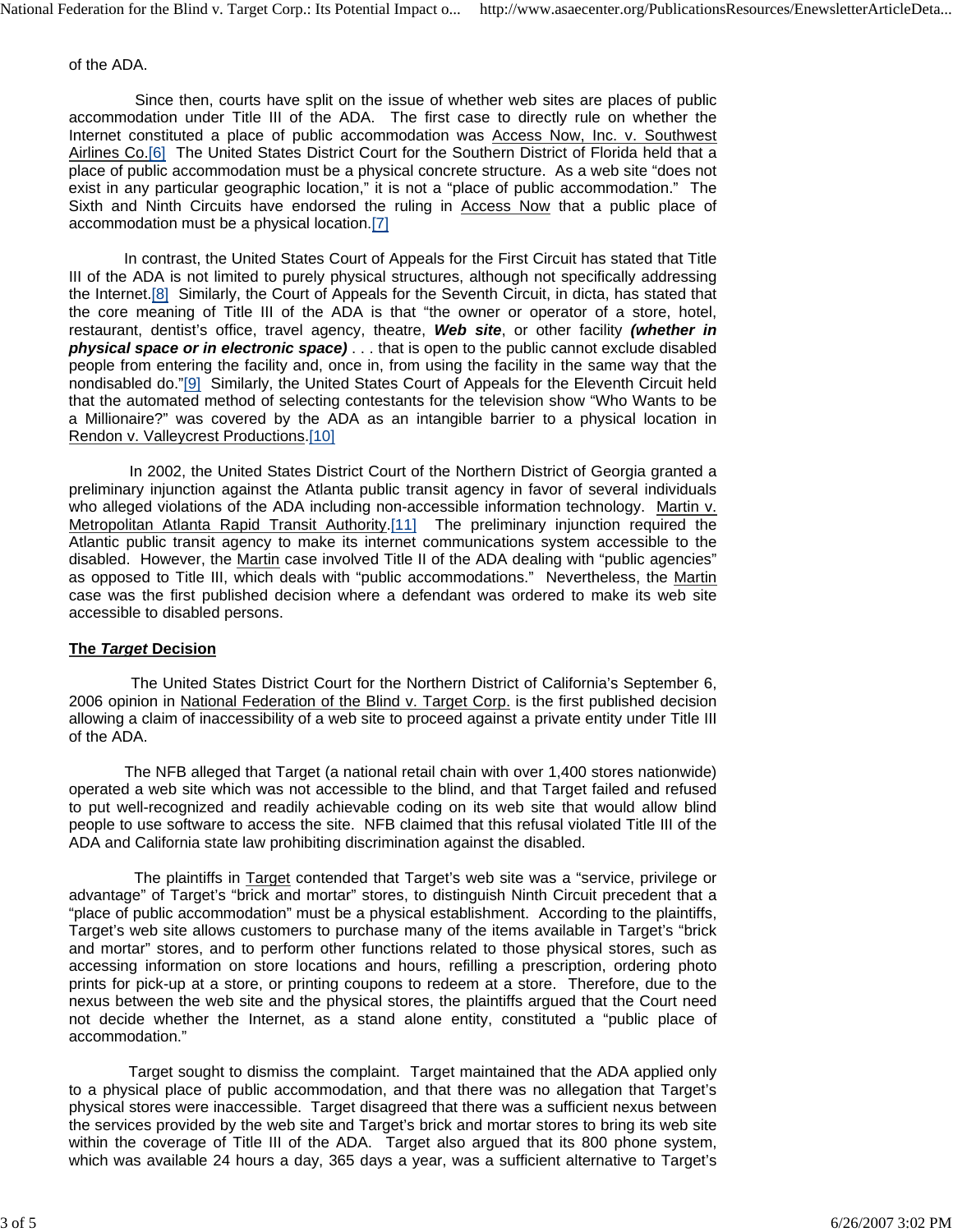of the ADA.

Since then, courts have split on the issue of whether web sites are places of public accommodation under Title III of the ADA. The first case to directly rule on whether the Internet constituted a place of public accommodation was Access Now, Inc. v. Southwest Airlines Co.[6] The United States District Court for the Southern District of Florida held that a place of public accommodation must be a physical concrete structure. As a web site "does not exist in any particular geographic location," it is not a "place of public accommodation." The Sixth and Ninth Circuits have endorsed the ruling in Access Now that a public place of accommodation must be a physical location.[7]

In contrast, the United States Court of Appeals for the First Circuit has stated that Title III of the ADA is not limited to purely physical structures, although not specifically addressing the Internet.[8] Similarly, the Court of Appeals for the Seventh Circuit, in dicta, has stated that the core meaning of Title III of the ADA is that "the owner or operator of a store, hotel, restaurant, dentist's office, travel agency, theatre, ***Web site***, or other facility ***(whether in physical space or in electronic space)*** . . . that is open to the public cannot exclude disabled people from entering the facility and, once in, from using the facility in the same way that the nondisabled do."[9] Similarly, the United States Court of Appeals for the Eleventh Circuit held that the automated method of selecting contestants for the television show "Who Wants to be a Millionaire?" was covered by the ADA as an intangible barrier to a physical location in Rendon v. Valleycrest Productions.[10]

In 2002, the United States District Court of the Northern District of Georgia granted a preliminary injunction against the Atlanta public transit agency in favor of several individuals who alleged violations of the ADA including non-accessible information technology. Martin v. Metropolitan Atlanta Rapid Transit Authority.[11] The preliminary injunction required the Atlantic public transit agency to make its internet communications system accessible to the disabled. However, the Martin case involved Title II of the ADA dealing with "public agencies" as opposed to Title III, which deals with "public accommodations." Nevertheless, the Martin case was the first published decision where a defendant was ordered to make its web site accessible to disabled persons.

## The *Target* Decision

The United States District Court for the Northern District of California's September 6, 2006 opinion in National Federation of the Blind v. Target Corp. is the first published decision allowing a claim of inaccessibility of a web site to proceed against a private entity under Title III of the ADA.

The NFB alleged that Target (a national retail chain with over 1,400 stores nationwide) operated a web site which was not accessible to the blind, and that Target failed and refused to put well-recognized and readily achievable coding on its web site that would allow blind people to use software to access the site. NFB claimed that this refusal violated Title III of the ADA and California state law prohibiting discrimination against the disabled.

The plaintiffs in Target contended that Target's web site was a "service, privilege or advantage" of Target's "brick and mortar" stores, to distinguish Ninth Circuit precedent that a "place of public accommodation" must be a physical establishment. According to the plaintiffs, Target's web site allows customers to purchase many of the items available in Target's "brick and mortar" stores, and to perform other functions related to those physical stores, such as accessing information on store locations and hours, refilling a prescription, ordering photo prints for pick-up at a store, or printing coupons to redeem at a store. Therefore, due to the nexus between the web site and the physical stores, the plaintiffs argued that the Court need not decide whether the Internet, as a stand alone entity, constituted a "public place of accommodation."

Target sought to dismiss the complaint. Target maintained that the ADA applied only to a physical place of public accommodation, and that there was no allegation that Target's physical stores were inaccessible. Target disagreed that there was a sufficient nexus between the services provided by the web site and Target's brick and mortar stores to bring its web site within the coverage of Title III of the ADA. Target also argued that its 800 phone system, which was available 24 hours a day, 365 days a year, was a sufficient alternative to Target's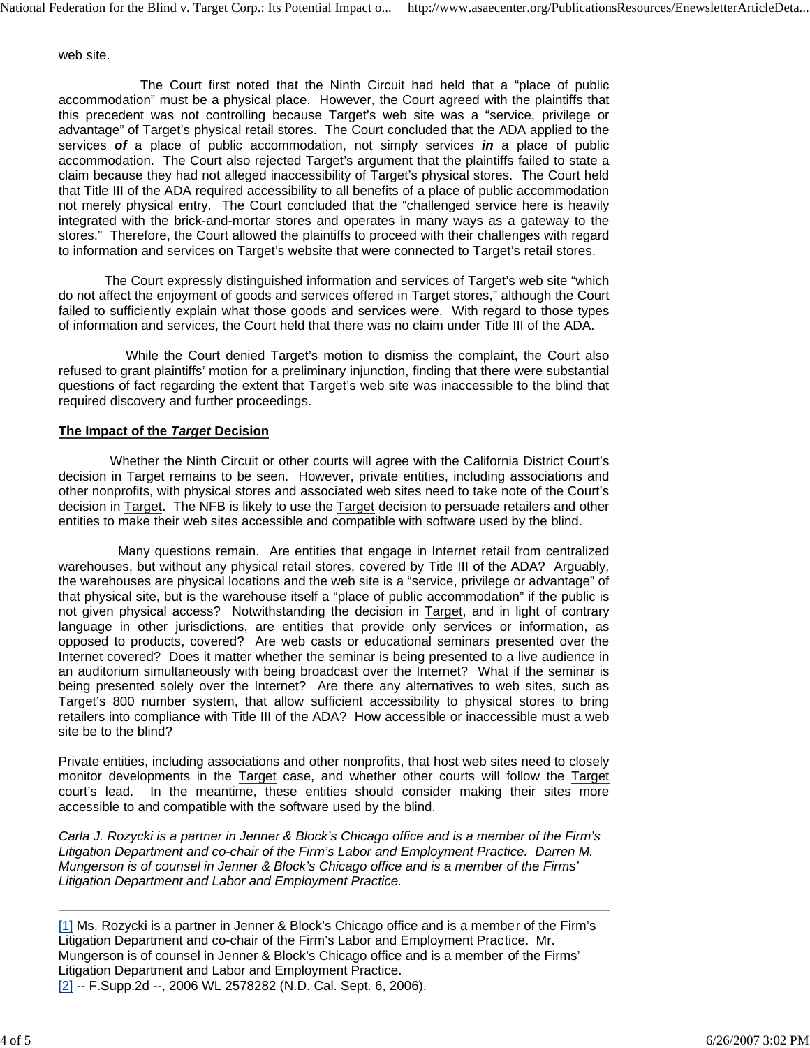web site.

The Court first noted that the Ninth Circuit had held that a "place of public accommodation" must be a physical place. However, the Court agreed with the plaintiffs that this precedent was not controlling because Target's web site was a "service, privilege or advantage" of Target's physical retail stores. The Court concluded that the ADA applied to the services ***of*** a place of public accommodation, not simply services ***in*** a place of public accommodation. The Court also rejected Target's argument that the plaintiffs failed to state a claim because they had not alleged inaccessibility of Target's physical stores. The Court held that Title III of the ADA required accessibility to all benefits of a place of public accommodation not merely physical entry. The Court concluded that the "challenged service here is heavily integrated with the brick-and-mortar stores and operates in many ways as a gateway to the stores." Therefore, the Court allowed the plaintiffs to proceed with their challenges with regard to information and services on Target's website that were connected to Target's retail stores.

The Court expressly distinguished information and services of Target's web site "which do not affect the enjoyment of goods and services offered in Target stores," although the Court failed to sufficiently explain what those goods and services were. With regard to those types of information and services, the Court held that there was no claim under Title III of the ADA.

While the Court denied Target's motion to dismiss the complaint, the Court also refused to grant plaintiffs' motion for a preliminary injunction, finding that there were substantial questions of fact regarding the extent that Target's web site was inaccessible to the blind that required discovery and further proceedings.

**The Impact of the *Target* Decision**

Whether the Ninth Circuit or other courts will agree with the California District Court's decision in Target remains to be seen. However, private entities, including associations and other nonprofits, with physical stores and associated web sites need to take note of the Court's decision in Target. The NFB is likely to use the Target decision to persuade retailers and other entities to make their web sites accessible and compatible with software used by the blind.

Many questions remain. Are entities that engage in Internet retail from centralized warehouses, but without any physical retail stores, covered by Title III of the ADA? Arguably, the warehouses are physical locations and the web site is a "service, privilege or advantage" of that physical site, but is the warehouse itself a "place of public accommodation" if the public is not given physical access? Notwithstanding the decision in Target, and in light of contrary language in other jurisdictions, are entities that provide only services or information, as opposed to products, covered? Are web casts or educational seminars presented over the Internet covered? Does it matter whether the seminar is being presented to a live audience in an auditorium simultaneously with being broadcast over the Internet? What if the seminar is being presented solely over the Internet? Are there any alternatives to web sites, such as Target's 800 number system, that allow sufficient accessibility to physical stores to bring retailers into compliance with Title III of the ADA? How accessible or inaccessible must a web site be to the blind?

Private entities, including associations and other nonprofits, that host web sites need to closely monitor developments in the Target case, and whether other courts will follow the Target court's lead. In the meantime, these entities should consider making their sites more accessible to and compatible with the software used by the blind.

*Carla J. Rozycki is a partner in Jenner & Block's Chicago office and is a member of the Firm's Litigation Department and co-chair of the Firm's Labor and Employment Practice. Darren M. Mungerson is of counsel in Jenner & Block's Chicago office and is a member of the Firms' Litigation Department and Labor and Employment Practice.*

---

[1] Ms. Rozycki is a partner in Jenner & Block's Chicago office and is a member of the Firm's Litigation Department and co-chair of the Firm's Labor and Employment Practice. Mr. Mungerson is of counsel in Jenner & Block's Chicago office and is a member of the Firms' Litigation Department and Labor and Employment Practice.

[2] -- F.Supp.2d --, 2006 WL 2578282 (N.D. Cal. Sept. 6, 2006).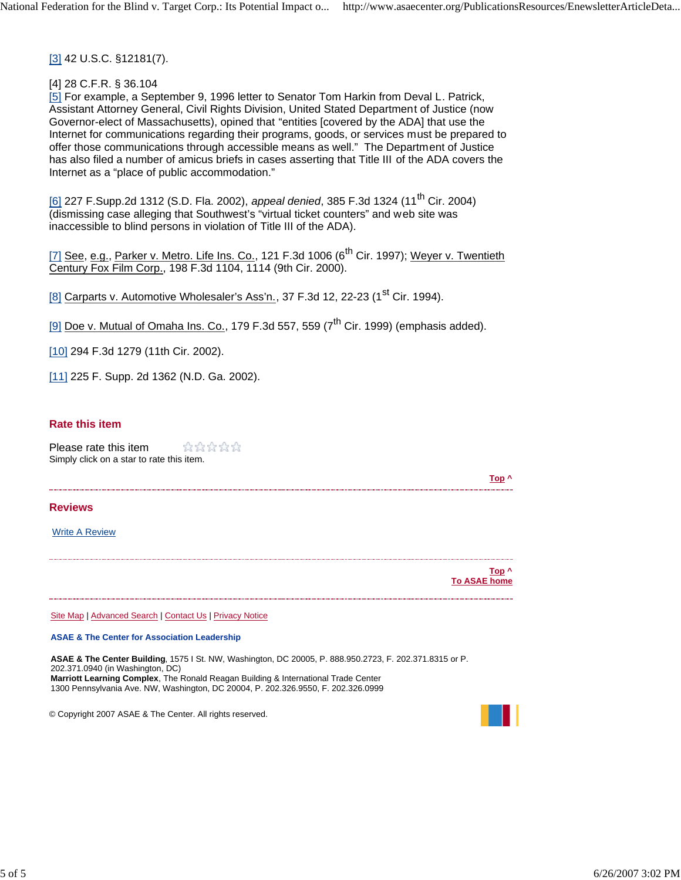[3] 42 U.S.C. §12181(7).

[4] 28 C.F.R. § 36.104

[5] For example, a September 9, 1996 letter to Senator Tom Harkin from Deval L. Patrick, Assistant Attorney General, Civil Rights Division, United Stated Department of Justice (now Governor-elect of Massachusetts), opined that "entities [covered by the ADA] that use the Internet for communications regarding their programs, goods, or services must be prepared to offer those communications through accessible means as well." The Department of Justice has also filed a number of amicus briefs in cases asserting that Title III of the ADA covers the Internet as a "place of public accommodation."

[6] 227 F.Supp.2d 1312 (S.D. Fla. 2002), *appeal denied*, 385 F.3d 1324 (11th Cir. 2004) (dismissing case alleging that Southwest's "virtual ticket counters" and web site was inaccessible to blind persons in violation of Title III of the ADA).

[7] See, e.g., Parker v. Metro. Life Ins. Co., 121 F.3d 1006 (6th Cir. 1997); Weyer v. Twentieth Century Fox Film Corp., 198 F.3d 1104, 1114 (9th Cir. 2000).

[8] Carparts v. Automotive Wholesaler's Ass'n., 37 F.3d 12, 22-23 (1st Cir. 1994).

[9] Doe v. Mutual of Omaha Ins. Co., 179 F.3d 557, 559 (7th Cir. 1999) (emphasis added).

[10] 294 F.3d 1279 (11th Cir. 2002).

[11] 225 F. Supp. 2d 1362 (N.D. Ga. 2002).

## Rate this item

Please rate this item
Simply click on a star to rate this item.

Top ^

## Reviews

Write A Review

Top ^
To ASAE home

Site Map | Advanced Search | Contact Us | Privacy Notice

**ASAE & The Center for Association Leadership**

**ASAE & The Center Building**, 1575 I St. NW, Washington, DC 20005, P. 888.950.2723, F. 202.371.8315 or P. 202.371.0940 (in Washington, DC)
**Marriott Learning Complex**, The Ronald Reagan Building & International Trade Center
1300 Pennsylvania Ave. NW, Washington, DC 20004, P. 202.326.9550, F. 202.326.0999

© Copyright 2007 ASAE & The Center. All rights reserved.